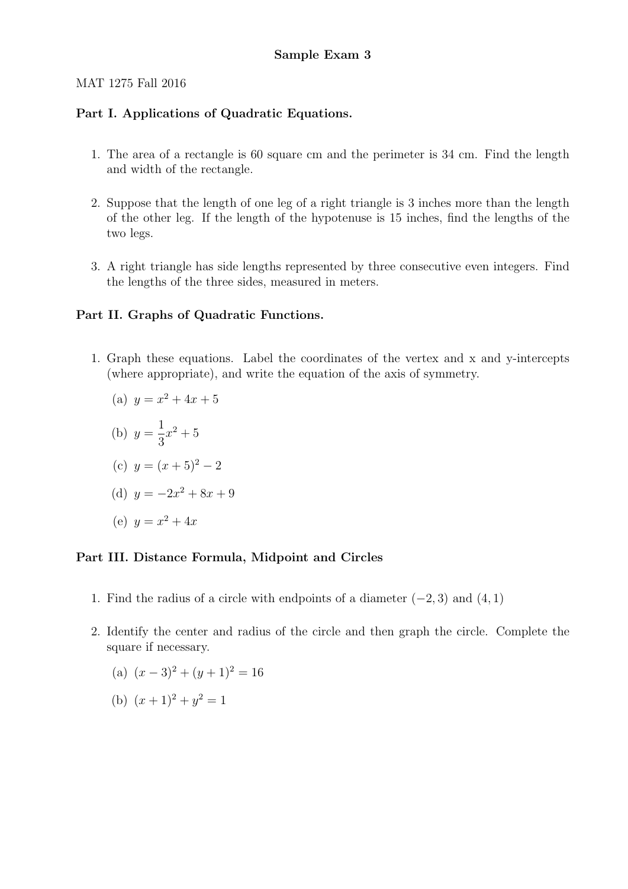**Sample Exam 3**

MAT 1275 Fall 2016

**Part I. Applications of Quadratic Equations.**

1. The area of a rectangle is 60 square cm and the perimeter is 34 cm. Find the length and width of the rectangle.

2. Suppose that the length of one leg of a right triangle is 3 inches more than the length of the other leg. If the length of the hypotenuse is 15 inches, find the lengths of the two legs.

3. A right triangle has side lengths represented by three consecutive even integers. Find the lengths of the three sides, measured in meters.

**Part II. Graphs of Quadratic Functions.**

1. Graph these equations. Label the coordinates of the vertex and x and y-intercepts (where appropriate), and write the equation of the axis of symmetry.

   (a) $y = x^2 + 4x + 5$

   (b) $y = \dfrac{1}{3}x^2 + 5$

   (c) $y = (x + 5)^2 - 2$

   (d) $y = -2x^2 + 8x + 9$

   (e) $y = x^2 + 4x$

**Part III. Distance Formula, Midpoint and Circles**

1. Find the radius of a circle with endpoints of a diameter $(-2, 3)$ and $(4, 1)$

2. Identify the center and radius of the circle and then graph the circle. Complete the square if necessary.

   (a) $(x - 3)^2 + (y + 1)^2 = 16$

   (b) $(x + 1)^2 + y^2 = 1$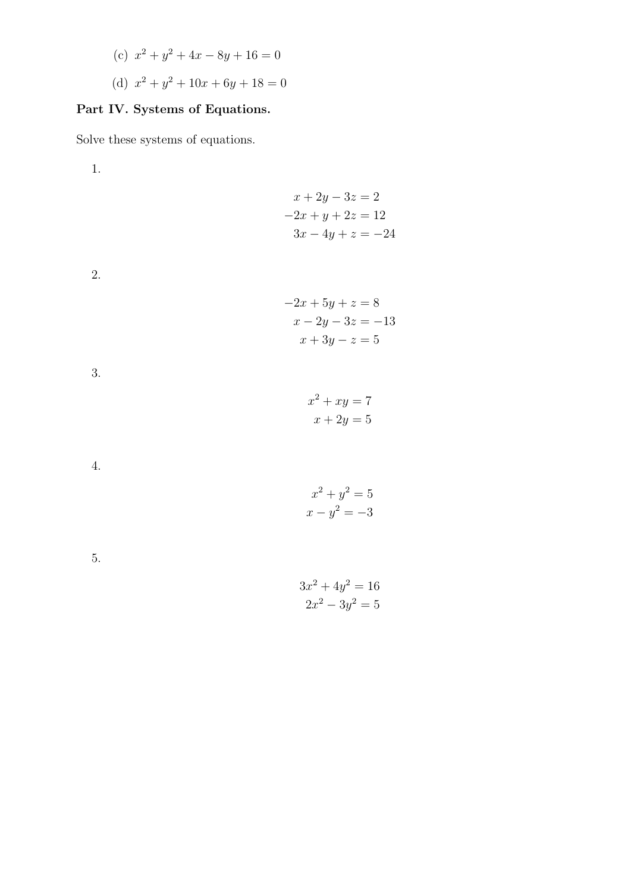(c) $x^2 + y^2 + 4x - 8y + 16 = 0$

(d) $x^2 + y^2 + 10x + 6y + 18 = 0$

**Part IV. Systems of Equations.**

Solve these systems of equations.

1.

$$
\begin{aligned}
x + 2y - 3z &= 2 \\
-2x + y + 2z &= 12 \\
3x - 4y + z &= -24
\end{aligned}
$$

2.

$$
\begin{aligned}
-2x + 5y + z &= 8 \\
x - 2y - 3z &= -13 \\
x + 3y - z &= 5
\end{aligned}
$$

3.

$$
\begin{aligned}
x^2 + xy &= 7 \\
x + 2y &= 5
\end{aligned}
$$

4.

$$
\begin{aligned}
x^2 + y^2 &= 5 \\
x - y^2 &= -3
\end{aligned}
$$

5.

$$
\begin{aligned}
3x^2 + 4y^2 &= 16 \\
2x^2 - 3y^2 &= 5
\end{aligned}
$$